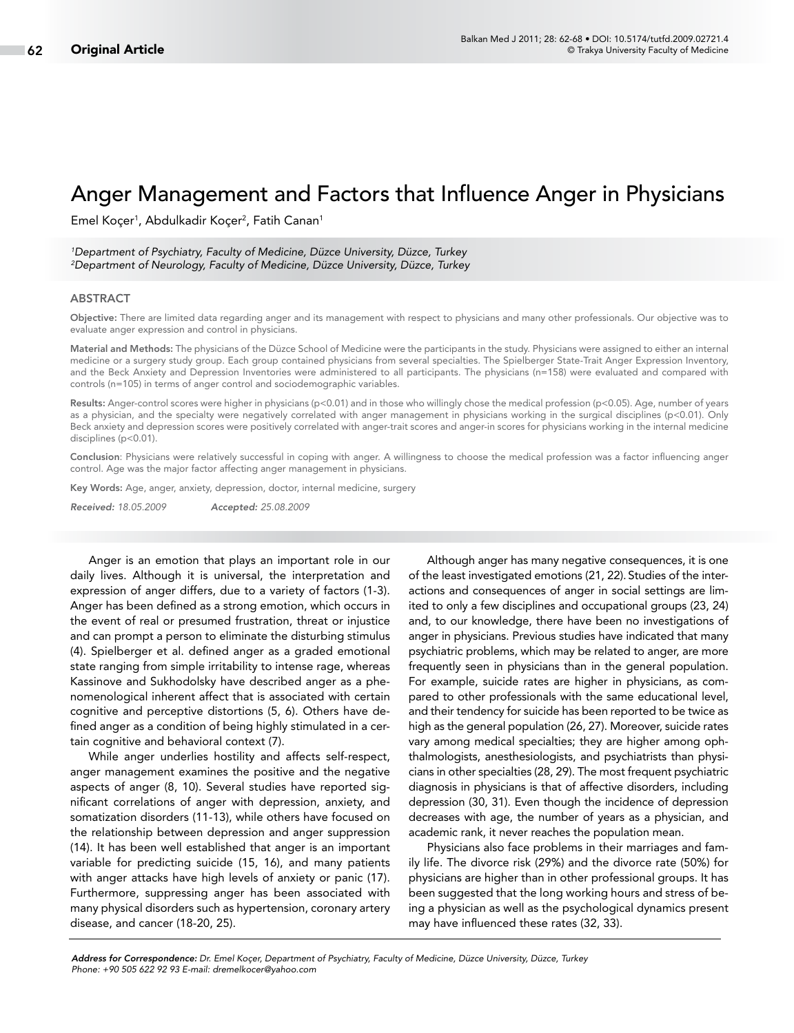Original Article

# Anger Management and Factors that Influence Anger in Physicians

Emel Koçer[1], Abdulkadir Koçer[2], Fatih Canan[1]

*[1]Department of Psychiatry, Faculty of Medicine, Düzce University, Düzce, Turkey*
*[2]Department of Neurology, Faculty of Medicine, Düzce University, Düzce, Turkey*

## ABSTRACT

**Objective:** There are limited data regarding anger and its management with respect to physicians and many other professionals. Our objective was to evaluate anger expression and control in physicians.

**Material and Methods:** The physicians of the Düzce School of Medicine were the participants in the study. Physicians were assigned to either an internal medicine or a surgery study group. Each group contained physicians from several specialties. The Spielberger State-Trait Anger Expression Inventory, and the Beck Anxiety and Depression Inventories were administered to all participants. The physicians (n=158) were evaluated and compared with controls (n=105) in terms of anger control and sociodemographic variables.

**Results:** Anger-control scores were higher in physicians ($p<0.01$) and in those who willingly chose the medical profession ($p<0.05$). Age, number of years as a physician, and the specialty were negatively correlated with anger management in physicians working in the surgical disciplines ($p<0.01$). Only Beck anxiety and depression scores were positively correlated with anger-trait scores and anger-in scores for physicians working in the internal medicine disciplines ($p<0.01$).

**Conclusion**: Physicians were relatively successful in coping with anger. A willingness to choose the medical profession was a factor influencing anger control. Age was the major factor affecting anger management in physicians.

**Key Words:** Age, anger, anxiety, depression, doctor, internal medicine, surgery

*Received: 18.05.2009* *Accepted: 25.08.2009*

Anger is an emotion that plays an important role in our daily lives. Although it is universal, the interpretation and expression of anger differs, due to a variety of factors (1-3). Anger has been defined as a strong emotion, which occurs in the event of real or presumed frustration, threat or injustice and can prompt a person to eliminate the disturbing stimulus (4). Spielberger et al. defined anger as a graded emotional state ranging from simple irritability to intense rage, whereas Kassinove and Sukhodolsky have described anger as a phenomenological inherent affect that is associated with certain cognitive and perceptive distortions (5, 6). Others have defined anger as a condition of being highly stimulated in a certain cognitive and behavioral context (7).

While anger underlies hostility and affects self-respect, anger management examines the positive and the negative aspects of anger (8, 10). Several studies have reported significant correlations of anger with depression, anxiety, and somatization disorders (11-13), while others have focused on the relationship between depression and anger suppression (14). It has been well established that anger is an important variable for predicting suicide (15, 16), and many patients with anger attacks have high levels of anxiety or panic (17). Furthermore, suppressing anger has been associated with many physical disorders such as hypertension, coronary artery disease, and cancer (18-20, 25).

Although anger has many negative consequences, it is one of the least investigated emotions (21, 22). Studies of the interactions and consequences of anger in social settings are limited to only a few disciplines and occupational groups (23, 24) and, to our knowledge, there have been no investigations of anger in physicians. Previous studies have indicated that many psychiatric problems, which may be related to anger, are more frequently seen in physicians than in the general population. For example, suicide rates are higher in physicians, as compared to other professionals with the same educational level, and their tendency for suicide has been reported to be twice as high as the general population (26, 27). Moreover, suicide rates vary among medical specialties; they are higher among ophthalmologists, anesthesiologists, and psychiatrists than physicians in other specialties (28, 29). The most frequent psychiatric diagnosis in physicians is that of affective disorders, including depression (30, 31). Even though the incidence of depression decreases with age, the number of years as a physician, and academic rank, it never reaches the population mean.

Physicians also face problems in their marriages and family life. The divorce risk (29%) and the divorce rate (50%) for physicians are higher than in other professional groups. It has been suggested that the long working hours and stress of being a physician as well as the psychological dynamics present may have influenced these rates (32, 33).

*Address for Correspondence: Dr. Emel Koçer, Department of Psychiatry, Faculty of Medicine, Düzce University, Düzce, Turkey Phone: +90 505 622 92 93 E-mail: dremelkocer@yahoo.com*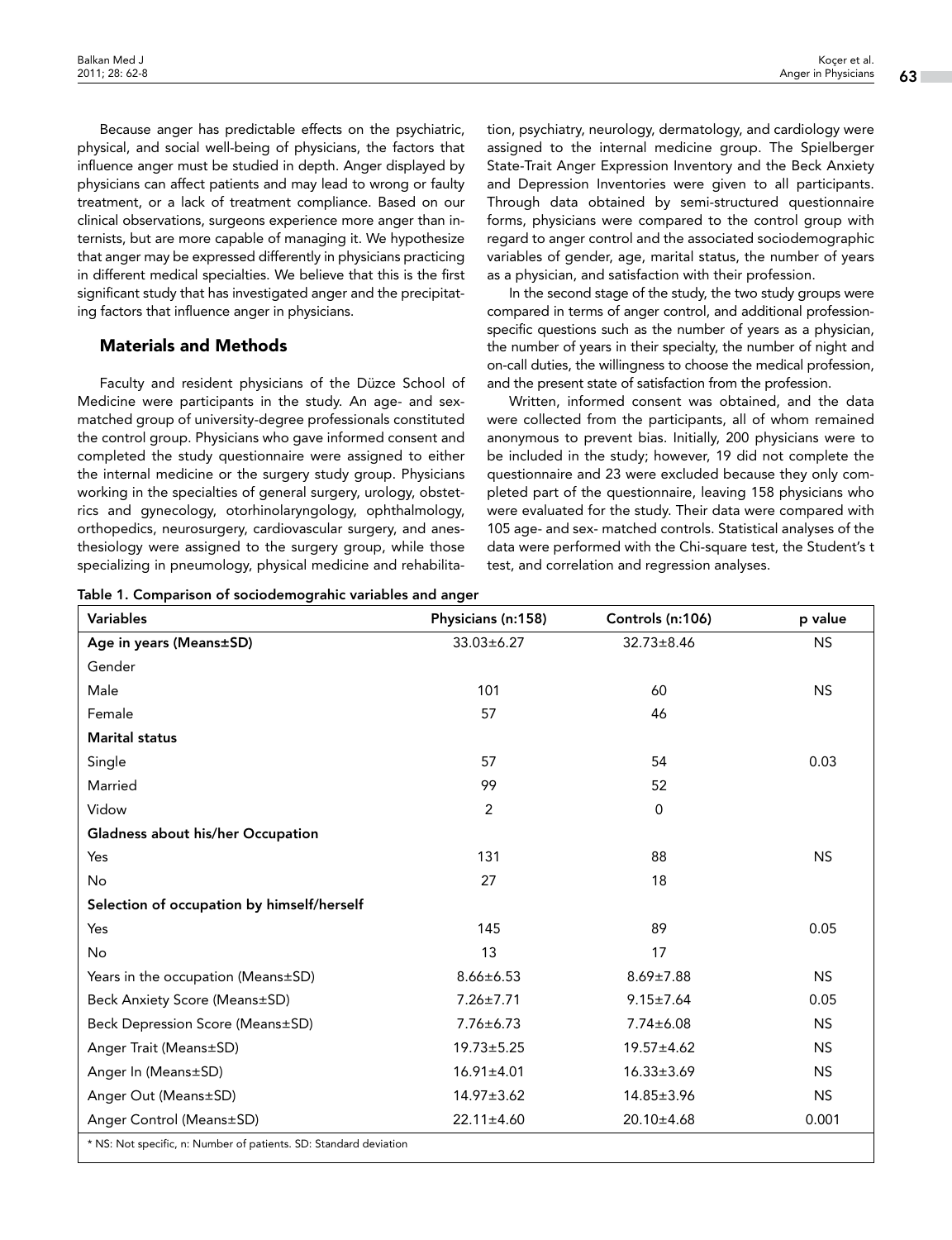Because anger has predictable effects on the psychiatric, physical, and social well-being of physicians, the factors that influence anger must be studied in depth. Anger displayed by physicians can affect patients and may lead to wrong or faulty treatment, or a lack of treatment compliance. Based on our clinical observations, surgeons experience more anger than internists, but are more capable of managing it. We hypothesize that anger may be expressed differently in physicians practicing in different medical specialties. We believe that this is the first significant study that has investigated anger and the precipitating factors that influence anger in physicians.

## Materials and Methods

Faculty and resident physicians of the Düzce School of Medicine were participants in the study. An age- and sex-matched group of university-degree professionals constituted the control group. Physicians who gave informed consent and completed the study questionnaire were assigned to either the internal medicine or the surgery study group. Physicians working in the specialties of general surgery, urology, obstetrics and gynecology, otorhinolaryngology, ophthalmology, orthopedics, neurosurgery, cardiovascular surgery, and anesthesiology were assigned to the surgery group, while those specializing in pneumology, physical medicine and rehabilitation, psychiatry, neurology, dermatology, and cardiology were assigned to the internal medicine group. The Spielberger State-Trait Anger Expression Inventory and the Beck Anxiety and Depression Inventories were given to all participants. Through data obtained by semi-structured questionnaire forms, physicians were compared to the control group with regard to anger control and the associated sociodemographic variables of gender, age, marital status, the number of years as a physician, and satisfaction with their profession.

In the second stage of the study, the two study groups were compared in terms of anger control, and additional profession-specific questions such as the number of years as a physician, the number of years in their specialty, the number of night and on-call duties, the willingness to choose the medical profession, and the present state of satisfaction from the profession.

Written, informed consent was obtained, and the data were collected from the participants, all of whom remained anonymous to prevent bias. Initially, 200 physicians were to be included in the study; however, 19 did not complete the questionnaire and 23 were excluded because they only completed part of the questionnaire, leaving 158 physicians who were evaluated for the study. Their data were compared with 105 age- and sex- matched controls. Statistical analyses of the data were performed with the Chi-square test, the Student's t test, and correlation and regression analyses.

**Table 1. Comparison of sociodemograhic variables and anger**

| Variables | Physicians (n:158) | Controls (n:106) | p value |
|---|---|---|---|
| **Age in years (Means±SD)** | 33.03±6.27 | 32.73±8.46 | NS |
| Gender | | | |
| Male | 101 | 60 | NS |
| Female | 57 | 46 | |
| **Marital status** | | | |
| Single | 57 | 54 | 0.03 |
| Married | 99 | 52 | |
| Vidow | 2 | 0 | |
| **Gladness about his/her Occupation** | | | |
| Yes | 131 | 88 | NS |
| No | 27 | 18 | |
| **Selection of occupation by himself/herself** | | | |
| Yes | 145 | 89 | 0.05 |
| No | 13 | 17 | |
| Years in the occupation (Means±SD) | 8.66±6.53 | 8.69±7.88 | NS |
| Beck Anxiety Score (Means±SD) | 7.26±7.71 | 9.15±7.64 | 0.05 |
| Beck Depression Score (Means±SD) | 7.76±6.73 | 7.74±6.08 | NS |
| Anger Trait (Means±SD) | 19.73±5.25 | 19.57±4.62 | NS |
| Anger In (Means±SD) | 16.91±4.01 | 16.33±3.69 | NS |
| Anger Out (Means±SD) | 14.97±3.62 | 14.85±3.96 | NS |
| Anger Control (Means±SD) | 22.11±4.60 | 20.10±4.68 | 0.001 |

\* NS: Not specific, n: Number of patients. SD: Standard deviation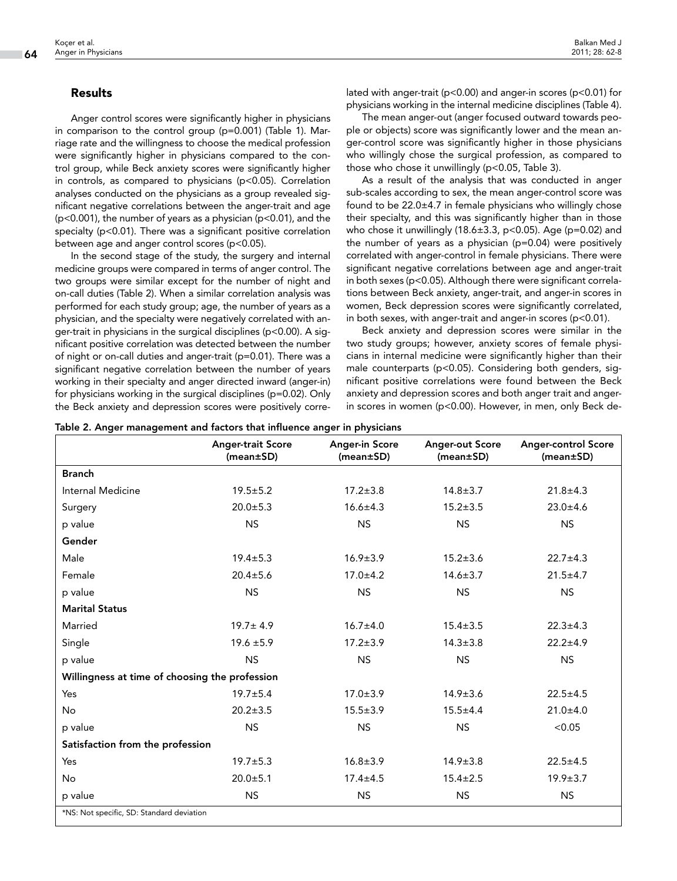## Results

Anger control scores were significantly higher in physicians in comparison to the control group ($p=0.001$) (Table 1). Marriage rate and the willingness to choose the medical profession were significantly higher in physicians compared to the control group, while Beck anxiety scores were significantly higher in controls, as compared to physicians ($p<0.05$). Correlation analyses conducted on the physicians as a group revealed significant negative correlations between the anger-trait and age ($p<0.001$), the number of years as a physician ($p<0.01$), and the specialty ($p<0.01$). There was a significant positive correlation between age and anger control scores ($p<0.05$).

In the second stage of the study, the surgery and internal medicine groups were compared in terms of anger control. The two groups were similar except for the number of night and on-call duties (Table 2). When a similar correlation analysis was performed for each study group; age, the number of years as a physician, and the specialty were negatively correlated with anger-trait in physicians in the surgical disciplines ($p<0.00$). A significant positive correlation was detected between the number of night or on-call duties and anger-trait ($p=0.01$). There was a significant negative correlation between the number of years working in their specialty and anger directed inward (anger-in) for physicians working in the surgical disciplines ($p=0.02$). Only the Beck anxiety and depression scores were positively correlated with anger-trait ($p<0.00$) and anger-in scores ($p<0.01$) for physicians working in the internal medicine disciplines (Table 4).

The mean anger-out (anger focused outward towards people or objects) score was significantly lower and the mean anger-control score was significantly higher in those physicians who willingly chose the surgical profession, as compared to those who chose it unwillingly ($p<0.05$, Table 3).

As a result of the analysis that was conducted in anger sub-scales according to sex, the mean anger-control score was found to be 22.0±4.7 in female physicians who willingly chose their specialty, and this was significantly higher than in those who chose it unwillingly (18.6±3.3, $p<0.05$). Age ($p=0.02$) and the number of years as a physician ($p=0.04$) were positively correlated with anger-control in female physicians. There were significant negative correlations between age and anger-trait in both sexes ($p<0.05$). Although there were significant correlations between Beck anxiety, anger-trait, and anger-in scores in women, Beck depression scores were significantly correlated, in both sexes, with anger-trait and anger-in scores ($p<0.01$).

Beck anxiety and depression scores were similar in the two study groups; however, anxiety scores of female physicians in internal medicine were significantly higher than their male counterparts ($p<0.05$). Considering both genders, significant positive correlations were found between the Beck anxiety and depression scores and both anger trait and anger-in scores in women ($p<0.00$). However, in men, only Beck de-

**Table 2. Anger management and factors that influence anger in physicians**

| | Anger-trait Score (mean±SD) | Anger-in Score (mean±SD) | Anger-out Score (mean±SD) | Anger-control Score (mean±SD) |
|---|---|---|---|---|
| **Branch** | | | | |
| Internal Medicine | 19.5±5.2 | 17.2±3.8 | 14.8±3.7 | 21.8±4.3 |
| Surgery | 20.0±5.3 | 16.6±4.3 | 15.2±3.5 | 23.0±4.6 |
| p value | NS | NS | NS | NS |
| **Gender** | | | | |
| Male | 19.4±5.3 | 16.9±3.9 | 15.2±3.6 | 22.7±4.3 |
| Female | 20.4±5.6 | 17.0±4.2 | 14.6±3.7 | 21.5±4.7 |
| p value | NS | NS | NS | NS |
| **Marital Status** | | | | |
| Married | 19.7± 4.9 | 16.7±4.0 | 15.4±3.5 | 22.3±4.3 |
| Single | 19.6 ±5.9 | 17.2±3.9 | 14.3±3.8 | 22.2±4.9 |
| p value | NS | NS | NS | NS |
| **Willingness at time of choosing the profession** | | | | |
| Yes | 19.7±5.4 | 17.0±3.9 | 14.9±3.6 | 22.5±4.5 |
| No | 20.2±3.5 | 15.5±3.9 | 15.5±4.4 | 21.0±4.0 |
| p value | NS | NS | NS | <0.05 |
| **Satisfaction from the profession** | | | | |
| Yes | 19.7±5.3 | 16.8±3.9 | 14.9±3.8 | 22.5±4.5 |
| No | 20.0±5.1 | 17.4±4.5 | 15.4±2.5 | 19.9±3.7 |
| p value | NS | NS | NS | NS |

*NS: Not specific, SD: Standard deviation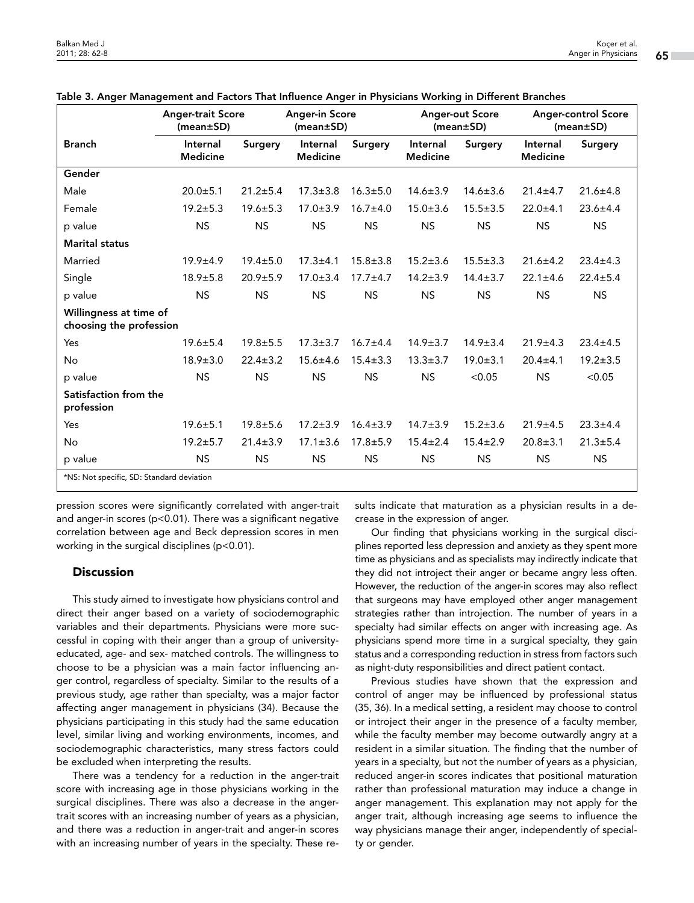Table 3. Anger Management and Factors That Influence Anger in Physicians Working in Different Branches

| | Anger-trait Score (mean±SD) | | Anger-in Score (mean±SD) | | Anger-out Score (mean±SD) | | Anger-control Score (mean±SD) | |
|---|---|---|---|---|---|---|---|---|
| **Branch** | Internal Medicine | Surgery | Internal Medicine | Surgery | Internal Medicine | Surgery | Internal Medicine | Surgery |
| **Gender** | | | | | | | | |
| Male | 20.0±5.1 | 21.2±5.4 | 17.3±3.8 | 16.3±5.0 | 14.6±3.9 | 14.6±3.6 | 21.4±4.7 | 21.6±4.8 |
| Female | 19.2±5.3 | 19.6±5.3 | 17.0±3.9 | 16.7±4.0 | 15.0±3.6 | 15.5±3.5 | 22.0±4.1 | 23.6±4.4 |
| p value | NS | NS | NS | NS | NS | NS | NS | NS |
| **Marital status** | | | | | | | | |
| Married | 19.9±4.9 | 19.4±5.0 | 17.3±4.1 | 15.8±3.8 | 15.2±3.6 | 15.5±3.3 | 21.6±4.2 | 23.4±4.3 |
| Single | 18.9±5.8 | 20.9±5.9 | 17.0±3.4 | 17.7±4.7 | 14.2±3.9 | 14.4±3.7 | 22.1±4.6 | 22.4±5.4 |
| p value | NS | NS | NS | NS | NS | NS | NS | NS |
| **Willingness at time of choosing the profession** | | | | | | | | |
| Yes | 19.6±5.4 | 19.8±5.5 | 17.3±3.7 | 16.7±4.4 | 14.9±3.7 | 14.9±3.4 | 21.9±4.3 | 23.4±4.5 |
| No | 18.9±3.0 | 22.4±3.2 | 15.6±4.6 | 15.4±3.3 | 13.3±3.7 | 19.0±3.1 | 20.4±4.1 | 19.2±3.5 |
| p value | NS | NS | NS | NS | NS | <0.05 | NS | <0.05 |
| **Satisfaction from the profession** | | | | | | | | |
| Yes | 19.6±5.1 | 19.8±5.6 | 17.2±3.9 | 16.4±3.9 | 14.7±3.9 | 15.2±3.6 | 21.9±4.5 | 23.3±4.4 |
| No | 19.2±5.7 | 21.4±3.9 | 17.1±3.6 | 17.8±5.9 | 15.4±2.4 | 15.4±2.9 | 20.8±3.1 | 21.3±5.4 |
| p value | NS | NS | NS | NS | NS | NS | NS | NS |

*NS: Not specific, SD: Standard deviation

pression scores were significantly correlated with anger-trait and anger-in scores ($p<0.01$). There was a significant negative correlation between age and Beck depression scores in men working in the surgical disciplines ($p<0.01$).

## Discussion

This study aimed to investigate how physicians control and direct their anger based on a variety of sociodemographic variables and their departments. Physicians were more successful in coping with their anger than a group of university-educated, age- and sex- matched controls. The willingness to choose to be a physician was a main factor influencing anger control, regardless of specialty. Similar to the results of a previous study, age rather than specialty, was a major factor affecting anger management in physicians (34). Because the physicians participating in this study had the same education level, similar living and working environments, incomes, and sociodemographic characteristics, many stress factors could be excluded when interpreting the results.

There was a tendency for a reduction in the anger-trait score with increasing age in those physicians working in the surgical disciplines. There was also a decrease in the anger-trait scores with an increasing number of years as a physician, and there was a reduction in anger-trait and anger-in scores with an increasing number of years in the specialty. These results indicate that maturation as a physician results in a decrease in the expression of anger.

Our finding that physicians working in the surgical disciplines reported less depression and anxiety as they spent more time as physicians and as specialists may indirectly indicate that they did not introject their anger or became angry less often. However, the reduction of the anger-in scores may also reflect that surgeons may have employed other anger management strategies rather than introjection. The number of years in a specialty had similar effects on anger with increasing age. As physicians spend more time in a surgical specialty, they gain status and a corresponding reduction in stress from factors such as night-duty responsibilities and direct patient contact.

Previous studies have shown that the expression and control of anger may be influenced by professional status (35, 36). In a medical setting, a resident may choose to control or introject their anger in the presence of a faculty member, while the faculty member may become outwardly angry at a resident in a similar situation. The finding that the number of years in a specialty, but not the number of years as a physician, reduced anger-in scores indicates that positional maturation rather than professional maturation may induce a change in anger management. This explanation may not apply for the anger trait, although increasing age seems to influence the way physicians manage their anger, independently of specialty or gender.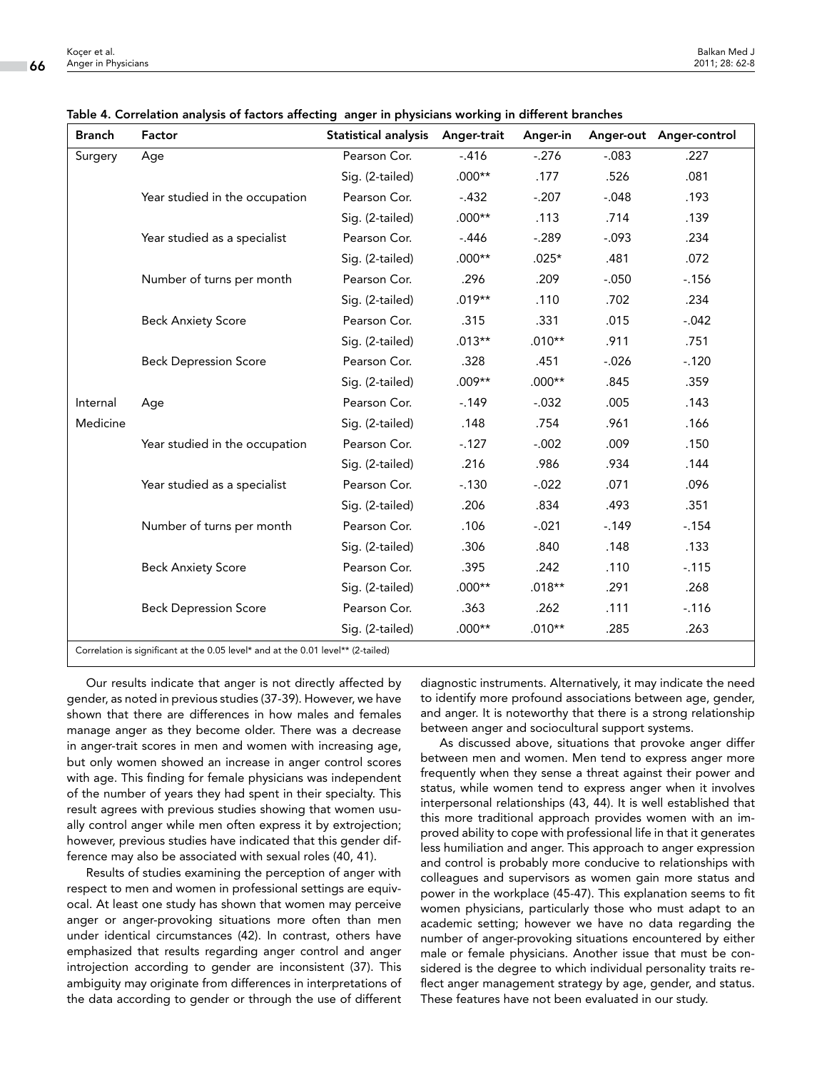**Table 4. Correlation analysis of factors affecting anger in physicians working in different branches**

| Branch | Factor | Statistical analysis | Anger-trait | Anger-in | Anger-out | Anger-control |
|---|---|---|---|---|---|---|
| Surgery | Age | Pearson Cor. | -.416 | -.276 | -.083 | .227 |
| | | Sig. (2-tailed) | .000** | .177 | .526 | .081 |
| | Year studied in the occupation | Pearson Cor. | -.432 | -.207 | -.048 | .193 |
| | | Sig. (2-tailed) | .000** | .113 | .714 | .139 |
| | Year studied as a specialist | Pearson Cor. | -.446 | -.289 | -.093 | .234 |
| | | Sig. (2-tailed) | .000** | .025* | .481 | .072 |
| | Number of turns per month | Pearson Cor. | .296 | .209 | -.050 | -.156 |
| | | Sig. (2-tailed) | .019** | .110 | .702 | .234 |
| | Beck Anxiety Score | Pearson Cor. | .315 | .331 | .015 | -.042 |
| | | Sig. (2-tailed) | .013** | .010** | .911 | .751 |
| | Beck Depression Score | Pearson Cor. | .328 | .451 | -.026 | -.120 |
| | | Sig. (2-tailed) | .009** | .000** | .845 | .359 |
| Internal Medicine | Age | Pearson Cor. | -.149 | -.032 | .005 | .143 |
| | | Sig. (2-tailed) | .148 | .754 | .961 | .166 |
| | Year studied in the occupation | Pearson Cor. | -.127 | -.002 | .009 | .150 |
| | | Sig. (2-tailed) | .216 | .986 | .934 | .144 |
| | Year studied as a specialist | Pearson Cor. | -.130 | -.022 | .071 | .096 |
| | | Sig. (2-tailed) | .206 | .834 | .493 | .351 |
| | Number of turns per month | Pearson Cor. | .106 | -.021 | -.149 | -.154 |
| | | Sig. (2-tailed) | .306 | .840 | .148 | .133 |
| | Beck Anxiety Score | Pearson Cor. | .395 | .242 | .110 | -.115 |
| | | Sig. (2-tailed) | .000** | .018** | .291 | .268 |
| | Beck Depression Score | Pearson Cor. | .363 | .262 | .111 | -.116 |
| | | Sig. (2-tailed) | .000** | .010** | .285 | .263 |

Correlation is significant at the 0.05 level* and at the 0.01 level** (2-tailed)

Our results indicate that anger is not directly affected by gender, as noted in previous studies (37-39). However, we have shown that there are differences in how males and females manage anger as they become older. There was a decrease in anger-trait scores in men and women with increasing age, but only women showed an increase in anger control scores with age. This finding for female physicians was independent of the number of years they had spent in their specialty. This result agrees with previous studies showing that women usually control anger while men often express it by extrojection; however, previous studies have indicated that this gender difference may also be associated with sexual roles (40, 41).

Results of studies examining the perception of anger with respect to men and women in professional settings are equivocal. At least one study has shown that women may perceive anger or anger-provoking situations more often than men under identical circumstances (42). In contrast, others have emphasized that results regarding anger control and anger introjection according to gender are inconsistent (37). This ambiguity may originate from differences in interpretations of the data according to gender or through the use of different diagnostic instruments. Alternatively, it may indicate the need to identify more profound associations between age, gender, and anger. It is noteworthy that there is a strong relationship between anger and sociocultural support systems.

As discussed above, situations that provoke anger differ between men and women. Men tend to express anger more frequently when they sense a threat against their power and status, while women tend to express anger when it involves interpersonal relationships (43, 44). It is well established that this more traditional approach provides women with an improved ability to cope with professional life in that it generates less humiliation and anger. This approach to anger expression and control is probably more conducive to relationships with colleagues and supervisors as women gain more status and power in the workplace (45-47). This explanation seems to fit women physicians, particularly those who must adapt to an academic setting; however we have no data regarding the number of anger-provoking situations encountered by either male or female physicians. Another issue that must be considered is the degree to which individual personality traits reflect anger management strategy by age, gender, and status. These features have not been evaluated in our study.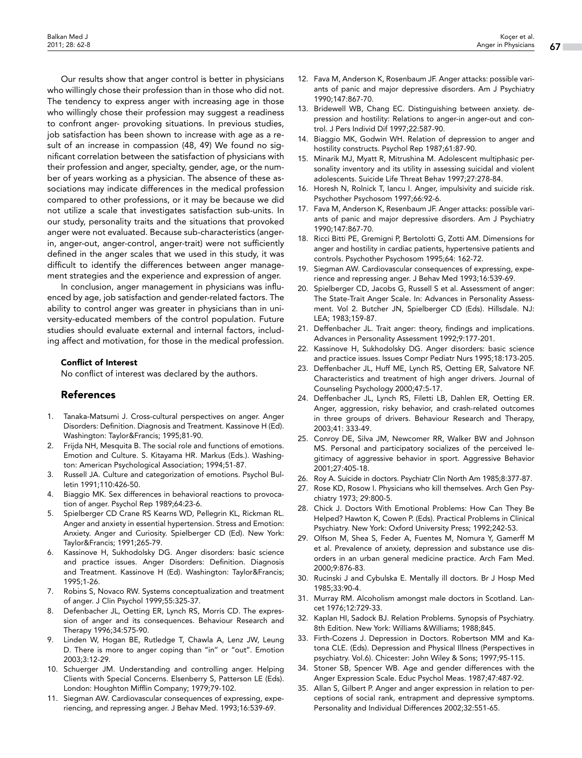Our results show that anger control is better in physicians who willingly chose their profession than in those who did not. The tendency to express anger with increasing age in those who willingly chose their profession may suggest a readiness to confront anger- provoking situations. In previous studies, job satisfaction has been shown to increase with age as a result of an increase in compassion (48, 49) We found no significant correlation between the satisfaction of physicians with their profession and anger, specialty, gender, age, or the number of years working as a physician. The absence of these associations may indicate differences in the medical profession compared to other professions, or it may be because we did not utilize a scale that investigates satisfaction sub-units. In our study, personality traits and the situations that provoked anger were not evaluated. Because sub-characteristics (anger-in, anger-out, anger-control, anger-trait) were not sufficiently defined in the anger scales that we used in this study, it was difficult to identify the differences between anger management strategies and the experience and expression of anger.

In conclusion, anger management in physicians was influenced by age, job satisfaction and gender-related factors. The ability to control anger was greater in physicians than in university-educated members of the control population. Future studies should evaluate external and internal factors, including affect and motivation, for those in the medical profession.

**Conflict of Interest**

No conflict of interest was declared by the authors.

## References

1. Tanaka-Matsumi J. Cross-cultural perspectives on anger. Anger Disorders: Definition. Diagnosis and Treatment. Kassinove H (Ed). Washington: Taylor&Francis; 1995;81-90.
2. Frijda NH, Mesquita B. The social role and functions of emotions. Emotion and Culture. S. Kitayama HR. Markus (Eds.). Washington: American Psychological Association; 1994;51-87.
3. Russell JA. Culture and categorization of emotions. Psychol Bulletin 1991;110:426-50.
4. Biaggio MK. Sex differences in behavioral reactions to provocation of anger. Psychol Rep 1989;64:23-6.
5. Spielberger CD Crane RS Kearns WD, Pellegrin KL, Rickman RL. Anger and anxiety in essential hypertension. Stress and Emotion: Anxiety. Anger and Curiosity. Spielberger CD (Ed). New York: Taylor&Francis; 1991;265-79.
6. Kassinove H, Sukhodolsky DG. Anger disorders: basic science and practice issues. Anger Disorders: Definition. Diagnosis and Treatment. Kassinove H (Ed). Washington: Taylor&Francis; 1995;1-26.
7. Robins S, Novaco RW. Systems conceptualization and treatment of anger. J Clin Psychol 1999;55:325-37.
8. Defenbacher JL, Oetting ER, Lynch RS, Morris CD. The expression of anger and its consequences. Behaviour Research and Therapy 1996;34:575-90.
9. Linden W, Hogan BE, Rutledge T, Chawla A, Lenz JW, Leung D. There is more to anger coping than "in" or "out". Emotion 2003;3:12-29.
10. Schuerger JM. Understanding and controlling anger. Helping Clients with Special Concerns. Elsenberry S, Patterson LE (Eds). London: Houghton Mifflin Company; 1979;79-102.
11. Siegman AW. Cardiovascular consequences of expressing, experiencing, and repressing anger. J Behav Med. 1993;16:539-69.
12. Fava M, Anderson K, Rosenbaum JF. Anger attacks: possible variants of panic and major depressive disorders. Am J Psychiatry 1990;147:867-70.
13. Bridewell WB, Chang EC. Distinguishing between anxiety. depression and hostility: Relations to anger-in anger-out and control. J Pers Individ Dif 1997;22:587-90.
14. Biaggio MK, Godwin WH. Relation of depression to anger and hostility constructs. Psychol Rep 1987;61:87-90.
15. Minarik MJ, Myatt R, Mitrushina M. Adolescent multiphasic personality inventory and its utility in assessing suicidal and violent adolescents. Suicide Life Threat Behav 1997;27:278-84.
16. Horesh N, Rolnick T, Iancu I. Anger, impulsivity and suicide risk. Psychother Psychosom 1997;66:92-6.
17. Fava M, Anderson K, Resenbaum JF. Anger attacks: possible variants of panic and major depressive disorders. Am J Psychiatry 1990;147:867-70.
18. Ricci Bitti PE, Gremigni P, Bertolotti G, Zotti AM. Dimensions for anger and hostility in cardiac patients, hypertensive patients and controls. Psychother Psychosom 1995;64: 162-72.
19. Siegman AW. Cardiovascular consequences of expressing, experience and repressing anger. J Behav Med 1993;16:539-69.
20. Spielberger CD, Jacobs G, Russell S et al. Assessment of anger: The State-Trait Anger Scale. In: Advances in Personality Assessment. Vol 2. Butcher JN, Spielberger CD (Eds). Hillsdale. NJ: LEA; 1983;159-87.
21. Deffenbacher JL. Trait anger: theory, findings and implications. Advances in Personality Assessment 1992;9:177-201.
22. Kassinove H, Sukhodolsky DG. Anger disorders: basic science and practice issues. Issues Compr Pediatr Nurs 1995;18:173-205.
23. Deffenbacher JL, Huff ME, Lynch RS, Oetting ER, Salvatore NF. Characteristics and treatment of high anger drivers. Journal of Counseling Psychology 2000;47:5-17.
24. Deffenbacher JL, Lynch RS, Filetti LB, Dahlen ER, Oetting ER. Anger, aggression, risky behavior, and crash-related outcomes in three groups of drivers. Behaviour Research and Therapy, 2003;41: 333-49.
25. Conroy DE, Silva JM, Newcomer RR, Walker BW and Johnson MS. Personal and participatory socializes of the perceived legitimacy of aggressive behavior in sport. Aggressive Behavior 2001;27:405-18.
26. Roy A. Suicide in doctors. Psychiatr Clin North Am 1985;8:377-87.
27. Rose KD, Rosow I. Physicians who kill themselves. Arch Gen Psychiatry 1973; 29:800-5.
28. Chick J. Doctors With Emotional Problems: How Can They Be Helped? Hawton K, Cowen P. (Eds). Practical Problems in Clinical Psychiatry. New York: Oxford University Press; 1992;242-53.
29. Olfson M, Shea S, Feder A, Fuentes M, Nomura Y, Gamerff M et al. Prevalence of anxiety, depression and substance use disorders in an urban general medicine practice. Arch Fam Med. 2000;9:876-83.
30. Rucinski J and Cybulska E. Mentally ill doctors. Br J Hosp Med 1985;33:90-4.
31. Murray RM. Alcoholism amongst male doctors in Scotland. Lancet 1976;12:729-33.
32. Kaplan HI, Sadock BJ. Relation Problems. Synopsis of Psychiatry. 8th Edition. New York: Williams &Williams; 1988;845.
33. Firth-Cozens J. Depression in Doctors. Robertson MM and Katona CLE. (Eds). Depression and Physical Illness (Perspectives in psychiatry. Vol.6). Chicester: John Wiley & Sons; 1997;95-115.
34. Stoner SB, Spencer WB. Age and gender differences with the Anger Expression Scale. Educ Psychol Meas. 1987;47:487-92.
35. Allan S, Gilbert P. Anger and anger expression in relation to perceptions of social rank, entrapment and depressive symptoms. Personality and Individual Differences 2002;32:551-65.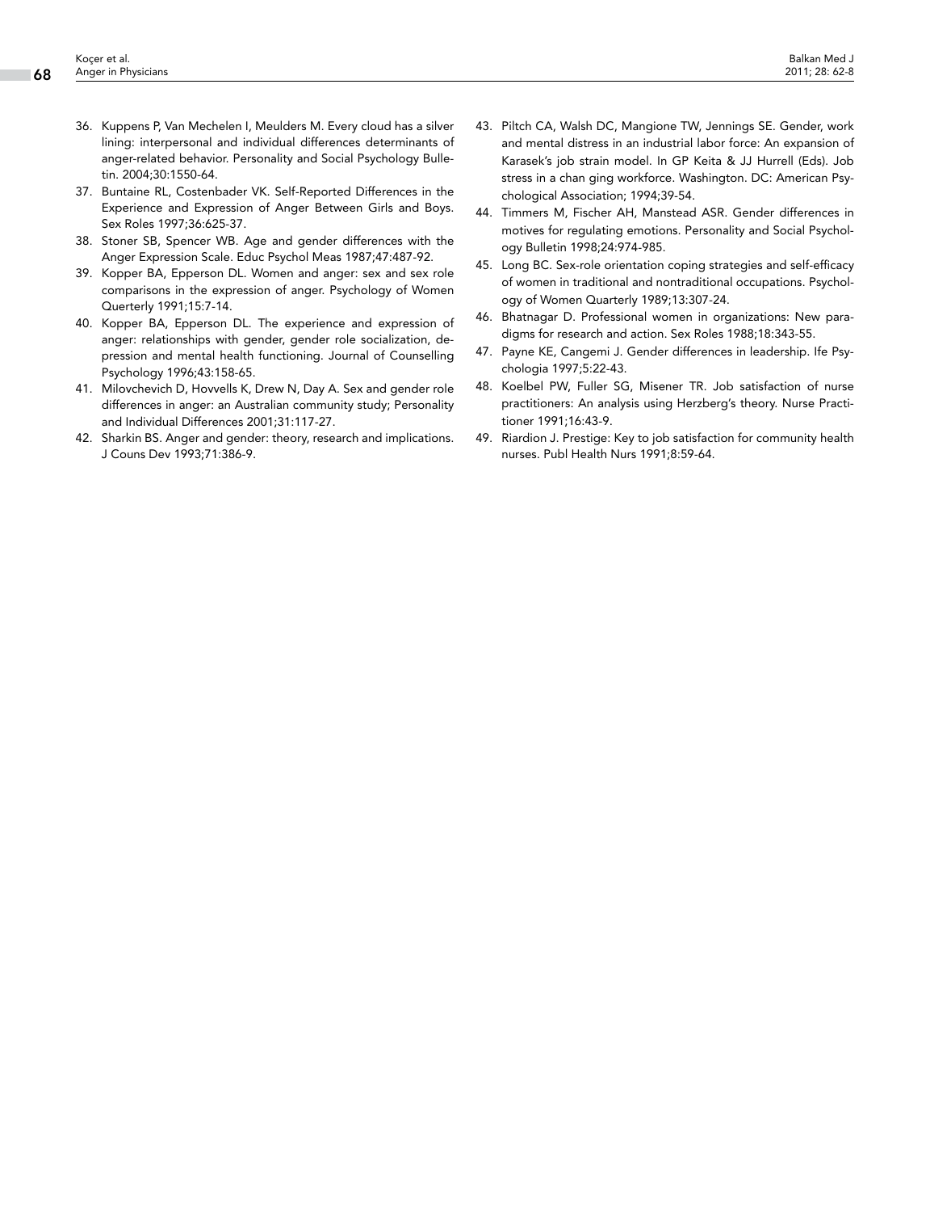36. Kuppens P, Van Mechelen I, Meulders M. Every cloud has a silver lining: interpersonal and individual differences determinants of anger-related behavior. Personality and Social Psychology Bulletin. 2004;30:1550-64.
37. Buntaine RL, Costenbader VK. Self-Reported Differences in the Experience and Expression of Anger Between Girls and Boys. Sex Roles 1997;36:625-37.
38. Stoner SB, Spencer WB. Age and gender differences with the Anger Expression Scale. Educ Psychol Meas 1987;47:487-92.
39. Kopper BA, Epperson DL. Women and anger: sex and sex role comparisons in the expression of anger. Psychology of Women Querterly 1991;15:7-14.
40. Kopper BA, Epperson DL. The experience and expression of anger: relationships with gender, gender role socialization, depression and mental health functioning. Journal of Counselling Psychology 1996;43:158-65.
41. Milovchevich D, Hovvells K, Drew N, Day A. Sex and gender role differences in anger: an Australian community study; Personality and Individual Differences 2001;31:117-27.
42. Sharkin BS. Anger and gender: theory, research and implications. J Couns Dev 1993;71:386-9.
43. Piltch CA, Walsh DC, Mangione TW, Jennings SE. Gender, work and mental distress in an industrial labor force: An expansion of Karasek's job strain model. In GP Keita & JJ Hurrell (Eds). Job stress in a chan ging workforce. Washington. DC: American Psychological Association; 1994;39-54.
44. Timmers M, Fischer AH, Manstead ASR. Gender differences in motives for regulating emotions. Personality and Social Psychology Bulletin 1998;24:974-985.
45. Long BC. Sex-role orientation coping strategies and self-efficacy of women in traditional and nontraditional occupations. Psychology of Women Quarterly 1989;13:307-24.
46. Bhatnagar D. Professional women in organizations: New paradigms for research and action. Sex Roles 1988;18:343-55.
47. Payne KE, Cangemi J. Gender differences in leadership. Ife Psychologia 1997;5:22-43.
48. Koelbel PW, Fuller SG, Misener TR. Job satisfaction of nurse practitioners: An analysis using Herzberg's theory. Nurse Practitioner 1991;16:43-9.
49. Riardion J. Prestige: Key to job satisfaction for community health nurses. Publ Health Nurs 1991;8:59-64.